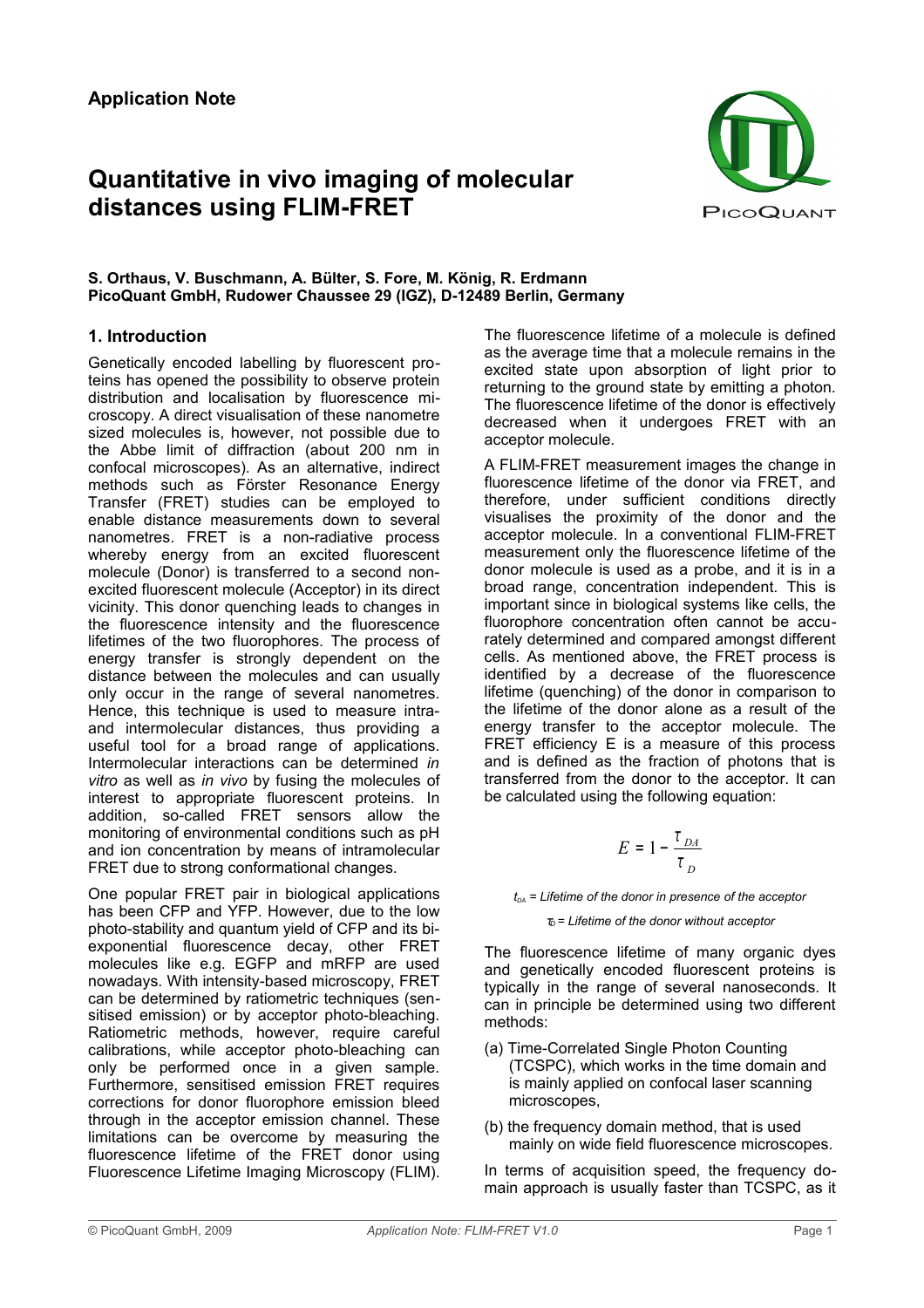**Application Note**

# Quantitative in vivo imaging of molecular distances using FLIM-FRET

**S. Orthaus, V. Buschmann, A. Bülter, S. Fore, M. König, R. Erdmann**
**PicoQuant GmbH, Rudower Chaussee 29 (IGZ), D-12489 Berlin, Germany**

## 1. Introduction

Genetically encoded labelling by fluorescent proteins has opened the possibility to observe protein distribution and localisation by fluorescence microscopy. A direct visualisation of these nanometre sized molecules is, however, not possible due to the Abbe limit of diffraction (about 200 nm in confocal microscopes). As an alternative, indirect methods such as Förster Resonance Energy Transfer (FRET) studies can be employed to enable distance measurements down to several nanometres. FRET is a non-radiative process whereby energy from an excited fluorescent molecule (Donor) is transferred to a second non-excited fluorescent molecule (Acceptor) in its direct vicinity. This donor quenching leads to changes in the fluorescence intensity and the fluorescence lifetimes of the two fluorophores. The process of energy transfer is strongly dependent on the distance between the molecules and can usually only occur in the range of several nanometres. Hence, this technique is used to measure intra- and intermolecular distances, thus providing a useful tool for a broad range of applications. Intermolecular interactions can be determined *in vitro* as well as *in vivo* by fusing the molecules of interest to appropriate fluorescent proteins. In addition, so-called FRET sensors allow the monitoring of environmental conditions such as pH and ion concentration by means of intramolecular FRET due to strong conformational changes.

One popular FRET pair in biological applications has been CFP and YFP. However, due to the low photo-stability and quantum yield of CFP and its bi-exponential fluorescence decay, other FRET molecules like e.g. EGFP and mRFP are used nowadays. With intensity-based microscopy, FRET can be determined by ratiometric techniques (sensitised emission) or by acceptor photo-bleaching. Ratiometric methods, however, require careful calibrations, while acceptor photo-bleaching can only be performed once in a given sample. Furthermore, sensitised emission FRET requires corrections for donor fluorophore emission bleed through in the acceptor emission channel. These limitations can be overcome by measuring the fluorescence lifetime of the FRET donor using Fluorescence Lifetime Imaging Microscopy (FLIM).

The fluorescence lifetime of a molecule is defined as the average time that a molecule remains in the excited state upon absorption of light prior to returning to the ground state by emitting a photon. The fluorescence lifetime of the donor is effectively decreased when it undergoes FRET with an acceptor molecule.

A FLIM-FRET measurement images the change in fluorescence lifetime of the donor via FRET, and therefore, under sufficient conditions directly visualises the proximity of the donor and the acceptor molecule. In a conventional FLIM-FRET measurement only the fluorescence lifetime of the donor molecule is used as a probe, and it is in a broad range, concentration independent. This is important since in biological systems like cells, the fluorophore concentration often cannot be accurately determined and compared amongst different cells. As mentioned above, the FRET process is identified by a decrease of the fluorescence lifetime (quenching) of the donor in comparison to the lifetime of the donor alone as a result of the energy transfer to the acceptor molecule. The FRET efficiency E is a measure of this process and is defined as the fraction of photons that is transferred from the donor to the acceptor. It can be calculated using the following equation:

$$E = 1 - \frac{\tau_{DA}}{\tau_D}$$

*$t_{DA}$ = Lifetime of the donor in presence of the acceptor*

*$\tau_D$ = Lifetime of the donor without acceptor*

The fluorescence lifetime of many organic dyes and genetically encoded fluorescent proteins is typically in the range of several nanoseconds. It can in principle be determined using two different methods:

(a) Time-Correlated Single Photon Counting (TCSPC), which works in the time domain and is mainly applied on confocal laser scanning microscopes,

(b) the frequency domain method, that is used mainly on wide field fluorescence microscopes.

In terms of acquisition speed, the frequency domain approach is usually faster than TCSPC, as it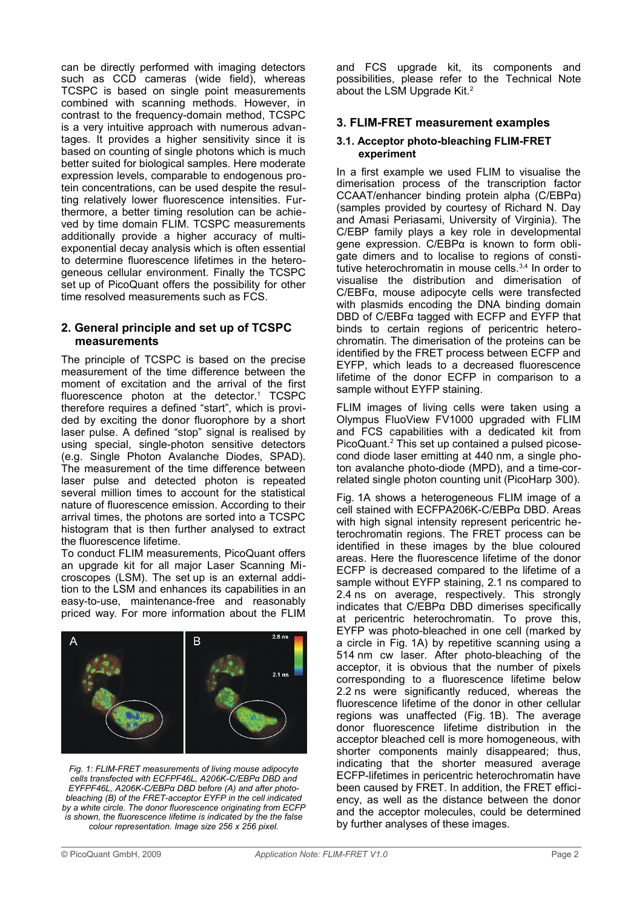can be directly performed with imaging detectors such as CCD cameras (wide field), whereas TCSPC is based on single point measurements combined with scanning methods. However, in contrast to the frequency-domain method, TCSPC is a very intuitive approach with numerous advantages. It provides a higher sensitivity since it is based on counting of single photons which is much better suited for biological samples. Here moderate expression levels, comparable to endogenous protein concentrations, can be used despite the resulting relatively lower fluorescence intensities. Furthermore, a better timing resolution can be achieved by time domain FLIM. TCSPC measurements additionally provide a higher accuracy of multi-exponential decay analysis which is often essential to determine fluorescence lifetimes in the heterogeneous cellular environment. Finally the TCSPC set up of PicoQuant offers the possibility for other time resolved measurements such as FCS.

## 2. General principle and set up of TCSPC measurements

The principle of TCSPC is based on the precise measurement of the time difference between the moment of excitation and the arrival of the first fluorescence photon at the detector.[1] TCSPC therefore requires a defined "start", which is provided by exciting the donor fluorophore by a short laser pulse. A defined "stop" signal is realised by using special, single-photon sensitive detectors (e.g. Single Photon Avalanche Diodes, SPAD). The measurement of the time difference between laser pulse and detected photon is repeated several million times to account for the statistical nature of fluorescence emission. According to their arrival times, the photons are sorted into a TCSPC histogram that is then further analysed to extract the fluorescence lifetime.

To conduct FLIM measurements, PicoQuant offers an upgrade kit for all major Laser Scanning Microscopes (LSM). The set up is an external addition to the LSM and enhances its capabilities in an easy-to-use, maintenance-free and reasonably priced way. For more information about the FLIM and FCS upgrade kit, its components and possibilities, please refer to the Technical Note about the LSM Upgrade Kit.[2]

*Fig. 1: FLIM-FRET measurements of living mouse adipocyte cells transfected with ECFPF46L, A206K-C/EBPα DBD and EYFPF46L, A206K-C/EBPα DBD before (A) and after photo-bleaching (B) of the FRET-acceptor EYFP in the cell indicated by a white circle. The donor fluorescence originating from ECFP is shown, the fluorescence lifetime is indicated by the false colour representation. Image size 256 x 256 pixel.*

## 3. FLIM-FRET measurement examples

### 3.1. Acceptor photo-bleaching FLIM-FRET experiment

In a first example we used FLIM to visualise the dimerisation process of the transcription factor CCAAT/enhancer binding protein alpha (C/EBPα) (samples provided by courtesy of Richard N. Day and Amasi Periasami, University of Virginia). The C/EBP family plays a key role in developmental gene expression. C/EBPα is known to form obligate dimers and to localise to regions of constitutive heterochromatin in mouse cells.[3,4] In order to visualise the distribution and dimerisation of C/EBFα, mouse adipocyte cells were transfected with plasmids encoding the DNA binding domain DBD of C/EBFα tagged with ECFP and EYFP that binds to certain regions of pericentric heterochromatin. The dimerisation of the proteins can be identified by the FRET process between ECFP and EYFP, which leads to a decreased fluorescence lifetime of the donor ECFP in comparison to a sample without EYFP staining.

FLIM images of living cells were taken using a Olympus FluoView FV1000 upgraded with FLIM and FCS capabilities with a dedicated kit from PicoQuant.[2] This set up contained a pulsed picosecond diode laser emitting at 440 nm, a single photon avalanche photo-diode (MPD), and a time-correlated single photon counting unit (PicoHarp 300).

Fig. 1A shows a heterogeneous FLIM image of a cell stained with ECFPA206K-C/EBPα DBD. Areas with high signal intensity represent pericentric heterochromatin regions. The FRET process can be identified in these images by the blue coloured areas. Here the fluorescence lifetime of the donor ECFP is decreased compared to the lifetime of a sample without EYFP staining, 2.1 ns compared to 2.4 ns on average, respectively. This strongly indicates that C/EBPα DBD dimerises specifically at pericentric heterochromatin. To prove this, EYFP was photo-bleached in one cell (marked by a circle in Fig. 1A) by repetitive scanning using a 514 nm cw laser. After photo-bleaching of the acceptor, it is obvious that the number of pixels corresponding to a fluorescence lifetime below 2.2 ns were significantly reduced, whereas the fluorescence lifetime of the donor in other cellular regions was unaffected (Fig. 1B). The average donor fluorescence lifetime distribution in the acceptor bleached cell is more homogeneous, with shorter components mainly disappeared; thus, indicating that the shorter measured average ECFP-lifetimes in pericentric heterochromatin have been caused by FRET. In addition, the FRET efficiency, as well as the distance between the donor and the acceptor molecules, could be determined by further analyses of these images.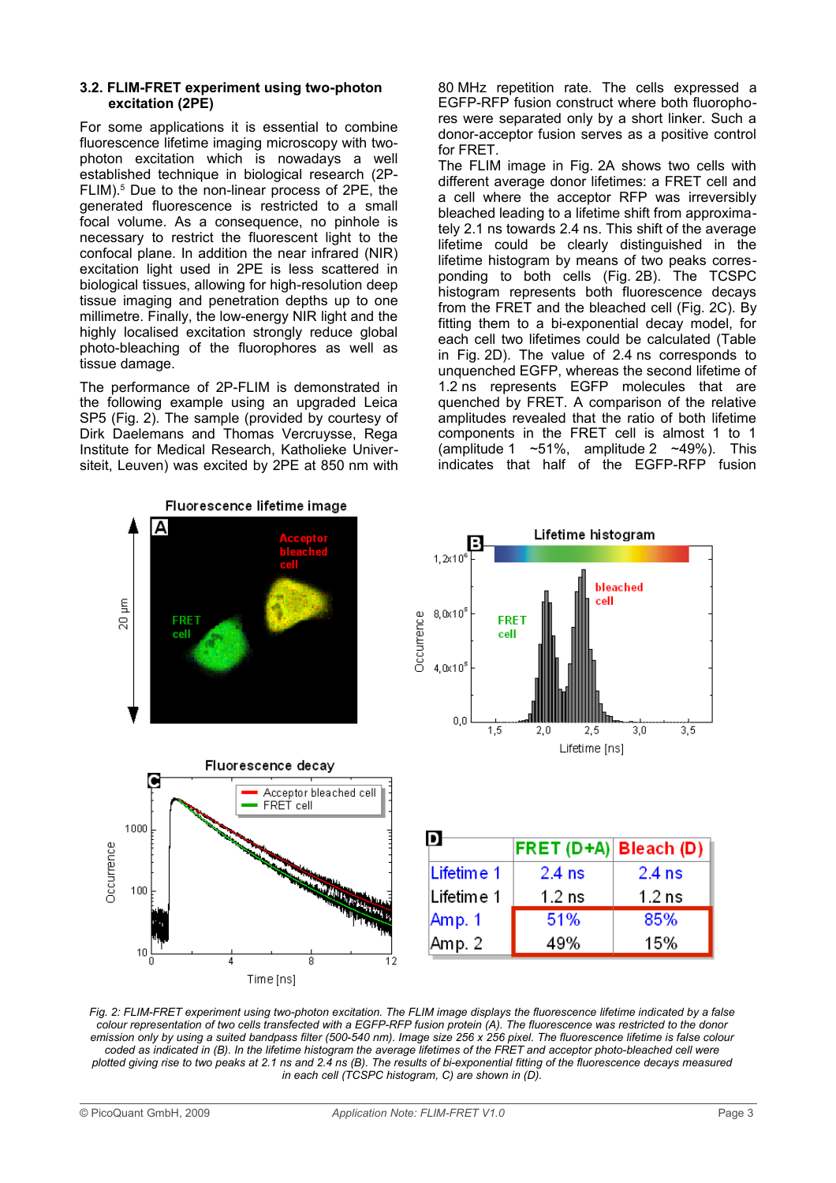### 3.2. FLIM-FRET experiment using two-photon excitation (2PE)

For some applications it is essential to combine fluorescence lifetime imaging microscopy with two-photon excitation which is nowadays a well established technique in biological research (2P-FLIM).[5] Due to the non-linear process of 2PE, the generated fluorescence is restricted to a small focal volume. As a consequence, no pinhole is necessary to restrict the fluorescent light to the confocal plane. In addition the near infrared (NIR) excitation light used in 2PE is less scattered in biological tissues, allowing for high-resolution deep tissue imaging and penetration depths up to one millimetre. Finally, the low-energy NIR light and the highly localised excitation strongly reduce global photo-bleaching of the fluorophores as well as tissue damage.

The performance of 2P-FLIM is demonstrated in the following example using an upgraded Leica SP5 (Fig. 2). The sample (provided by courtesy of Dirk Daelemans and Thomas Vercruysse, Rega Institute for Medical Research, Katholieke Universiteit, Leuven) was excited by 2PE at 850 nm with 80 MHz repetition rate. The cells expressed a EGFP-RFP fusion construct where both fluorophores were separated only by a short linker. Such a donor-acceptor fusion serves as a positive control for FRET.

The FLIM image in Fig. 2A shows two cells with different average donor lifetimes: a FRET cell and a cell where the acceptor RFP was irreversibly bleached leading to a lifetime shift from approximately 2.1 ns towards 2.4 ns. This shift of the average lifetime could be clearly distinguished in the lifetime histogram by means of two peaks corresponding to both cells (Fig. 2B). The TCSPC histogram represents both fluorescence decays from the FRET and the bleached cell (Fig. 2C). By fitting them to a bi-exponential decay model, for each cell two lifetimes could be calculated (Table in Fig. 2D). The value of 2.4 ns corresponds to unquenched EGFP, whereas the second lifetime of 1.2 ns represents EGFP molecules that are quenched by FRET. A comparison of the relative amplitudes revealed that the ratio of both lifetime components in the FRET cell is almost 1 to 1 (amplitude 1 ~51%, amplitude 2 ~49%). This indicates that half of the EGFP-RFP fusion

|  | FRET (D+A) | Bleach (D) |
|---|---|---|
| Lifetime 1 | 2.4 ns | 2.4 ns |
| Lifetime 1 | 1.2 ns | 1.2 ns |
| Amp. 1 | 51% | 85% |
| Amp. 2 | 49% | 15% |

*Fig. 2: FLIM-FRET experiment using two-photon excitation. The FLIM image displays the fluorescence lifetime indicated by a false colour representation of two cells transfected with a EGFP-RFP fusion protein (A). The fluorescence was restricted to the donor emission only by using a suited bandpass filter (500-540 nm). Image size 256 x 256 pixel. The fluorescence lifetime is false colour coded as indicated in (B). In the lifetime histogram the average lifetimes of the FRET and acceptor photo-bleached cell were plotted giving rise to two peaks at 2.1 ns and 2.4 ns (B). The results of bi-exponential fitting of the fluorescence decays measured in each cell (TCSPC histogram, C) are shown in (D).*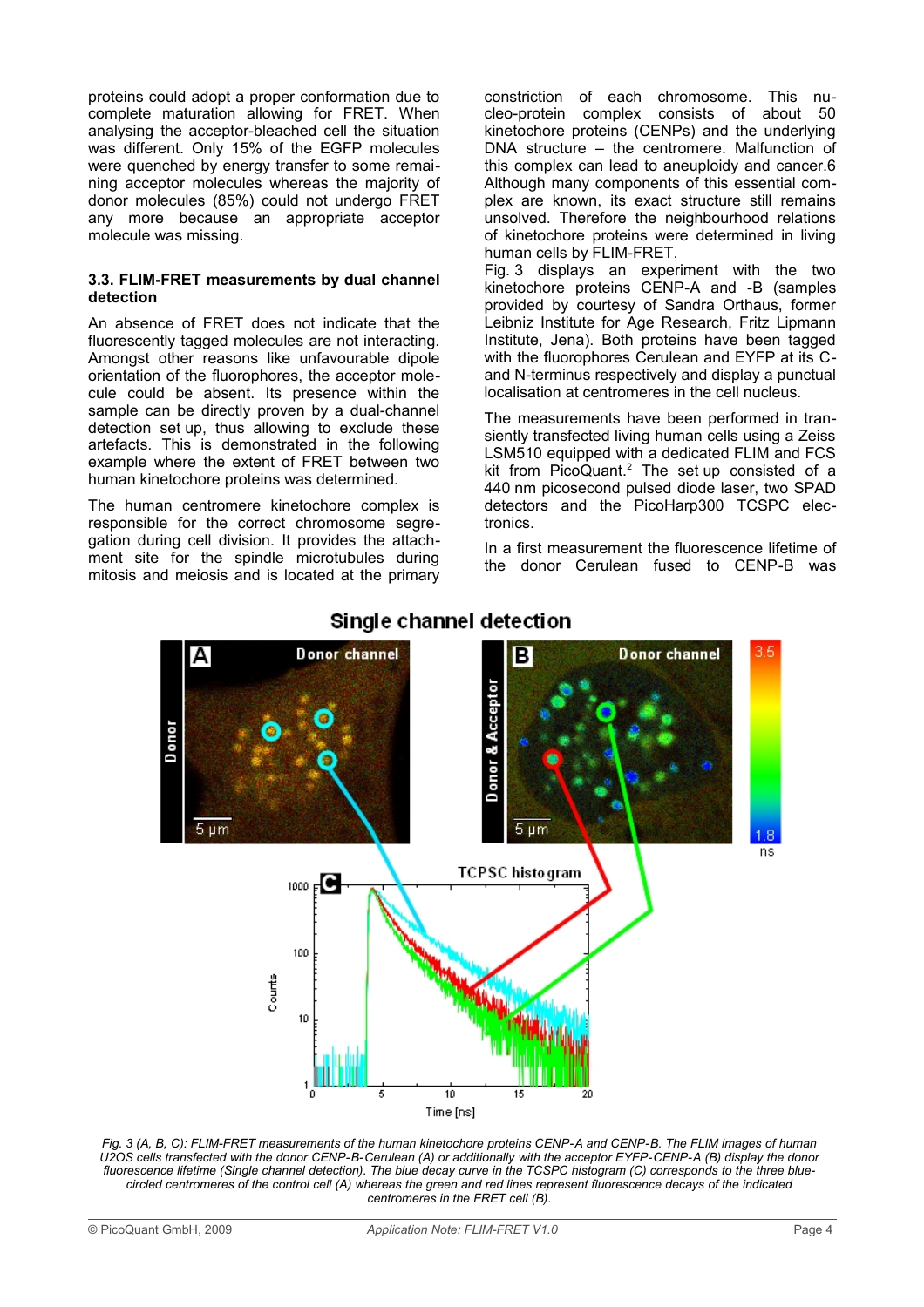proteins could adopt a proper conformation due to complete maturation allowing for FRET. When analysing the acceptor-bleached cell the situation was different. Only 15% of the EGFP molecules were quenched by energy transfer to some remaining acceptor molecules whereas the majority of donor molecules (85%) could not undergo FRET any more because an appropriate acceptor molecule was missing.

### 3.3. FLIM-FRET measurements by dual channel detection

An absence of FRET does not indicate that the fluorescently tagged molecules are not interacting. Amongst other reasons like unfavourable dipole orientation of the fluorophores, the acceptor molecule could be absent. Its presence within the sample can be directly proven by a dual-channel detection set up, thus allowing to exclude these artefacts. This is demonstrated in the following example where the extent of FRET between two human kinetochore proteins was determined.

The human centromere kinetochore complex is responsible for the correct chromosome segregation during cell division. It provides the attachment site for the spindle microtubules during mitosis and meiosis and is located at the primary constriction of each chromosome. This nucleo-protein complex consists of about 50 kinetochore proteins (CENPs) and the underlying DNA structure – the centromere. Malfunction of this complex can lead to aneuploidy and cancer.6 Although many components of this essential complex are known, its exact structure still remains unsolved. Therefore the neighbourhood relations of kinetochore proteins were determined in living human cells by FLIM-FRET.

Fig. 3 displays an experiment with the two kinetochore proteins CENP-A and -B (samples provided by courtesy of Sandra Orthaus, former Leibniz Institute for Age Research, Fritz Lipmann Institute, Jena). Both proteins have been tagged with the fluorophores Cerulean and EYFP at its C- and N-terminus respectively and display a punctual localisation at centromeres in the cell nucleus.

The measurements have been performed in transiently transfected living human cells using a Zeiss LSM510 equipped with a dedicated FLIM and FCS kit from PicoQuant.[2] The set up consisted of a 440 nm picosecond pulsed diode laser, two SPAD detectors and the PicoHarp300 TCSPC electronics.

In a first measurement the fluorescence lifetime of the donor Cerulean fused to CENP-B was

*Fig. 3 (A, B, C): FLIM-FRET measurements of the human kinetochore proteins CENP-A and CENP-B. The FLIM images of human U2OS cells transfected with the donor CENP-B-Cerulean (A) or additionally with the acceptor EYFP-CENP-A (B) display the donor fluorescence lifetime (Single channel detection). The blue decay curve in the TCSPC histogram (C) corresponds to the three blue-circled centromeres of the control cell (A) whereas the green and red lines represent fluorescence decays of the indicated centromeres in the FRET cell (B).*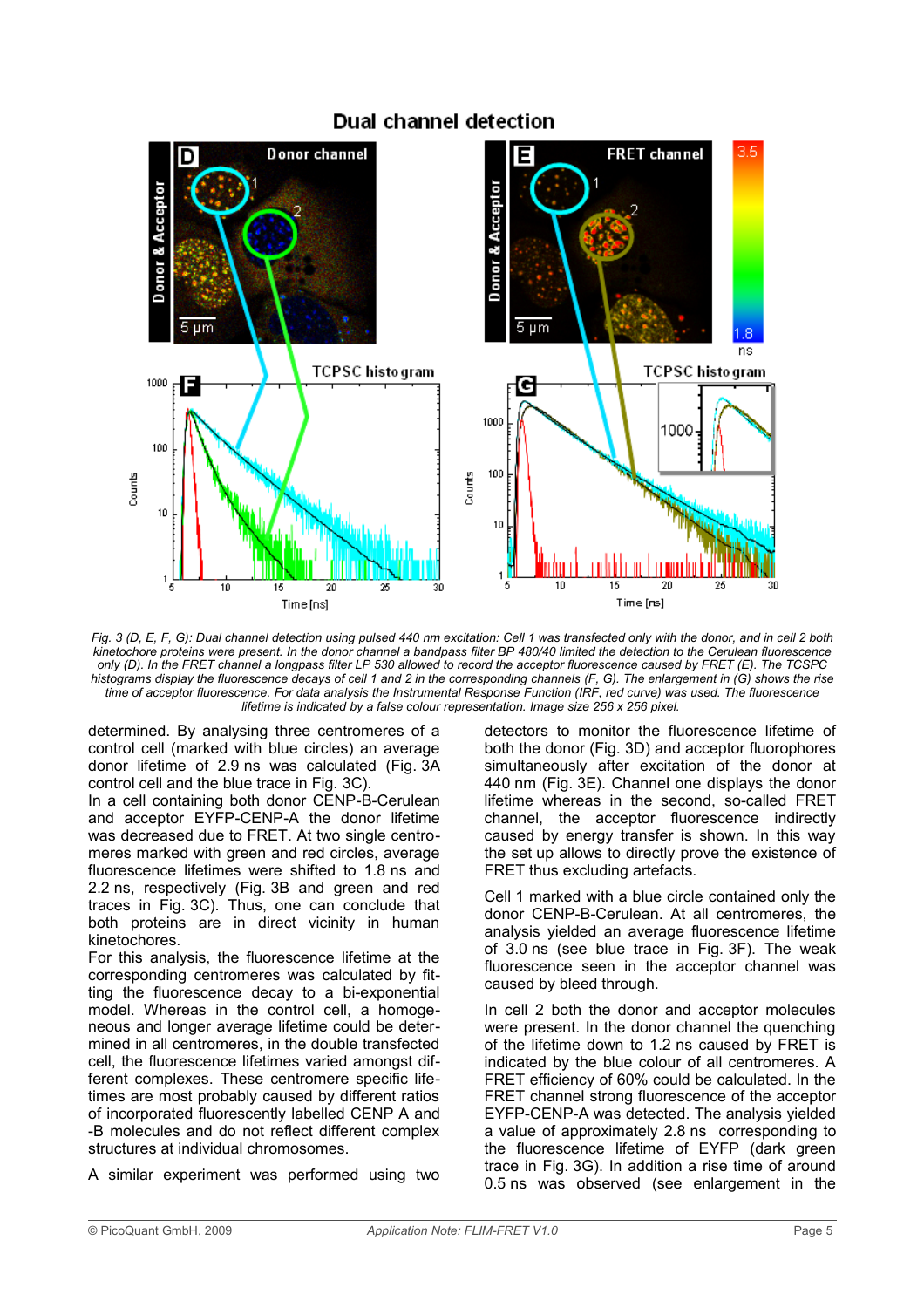## Dual channel detection

*Fig. 3 (D, E, F, G): Dual channel detection using pulsed 440 nm excitation: Cell 1 was transfected only with the donor, and in cell 2 both kinetochore proteins were present. In the donor channel a bandpass filter BP 480/40 limited the detection to the Cerulean fluorescence only (D). In the FRET channel a longpass filter LP 530 allowed to record the acceptor fluorescence caused by FRET (E). The TCSPC histograms display the fluorescence decays of cell 1 and 2 in the corresponding channels (F, G). The enlargement in (G) shows the rise time of acceptor fluorescence. For data analysis the Instrumental Response Function (IRF, red curve) was used. The fluorescence lifetime is indicated by a false colour representation. Image size 256 x 256 pixel.*

determined. By analysing three centromeres of a control cell (marked with blue circles) an average donor lifetime of 2.9 ns was calculated (Fig. 3A control cell and the blue trace in Fig. 3C).

In a cell containing both donor CENP-B-Cerulean and acceptor EYFP-CENP-A the donor lifetime was decreased due to FRET. At two single centromeres marked with green and red circles, average fluorescence lifetimes were shifted to 1.8 ns and 2.2 ns, respectively (Fig. 3B and green and red traces in Fig. 3C). Thus, one can conclude that both proteins are in direct vicinity in human kinetochores.

For this analysis, the fluorescence lifetime at the corresponding centromeres was calculated by fitting the fluorescence decay to a bi-exponential model. Whereas in the control cell, a homogeneous and longer average lifetime could be determined in all centromeres, in the double transfected cell, the fluorescence lifetimes varied amongst different complexes. These centromere specific lifetimes are most probably caused by different ratios of incorporated fluorescently labelled CENP A and -B molecules and do not reflect different complex structures at individual chromosomes.

A similar experiment was performed using two detectors to monitor the fluorescence lifetime of both the donor (Fig. 3D) and acceptor fluorophores simultaneously after excitation of the donor at 440 nm (Fig. 3E). Channel one displays the donor lifetime whereas in the second, so-called FRET channel, the acceptor fluorescence indirectly caused by energy transfer is shown. In this way the set up allows to directly prove the existence of FRET thus excluding artefacts.

Cell 1 marked with a blue circle contained only the donor CENP-B-Cerulean. At all centromeres, the analysis yielded an average fluorescence lifetime of 3.0 ns (see blue trace in Fig. 3F). The weak fluorescence seen in the acceptor channel was caused by bleed through.

In cell 2 both the donor and acceptor molecules were present. In the donor channel the quenching of the lifetime down to 1.2 ns caused by FRET is indicated by the blue colour of all centromeres. A FRET efficiency of 60% could be calculated. In the FRET channel strong fluorescence of the acceptor EYFP-CENP-A was detected. The analysis yielded a value of approximately 2.8 ns corresponding to the fluorescence lifetime of EYFP (dark green trace in Fig. 3G). In addition a rise time of around 0.5 ns was observed (see enlargement in the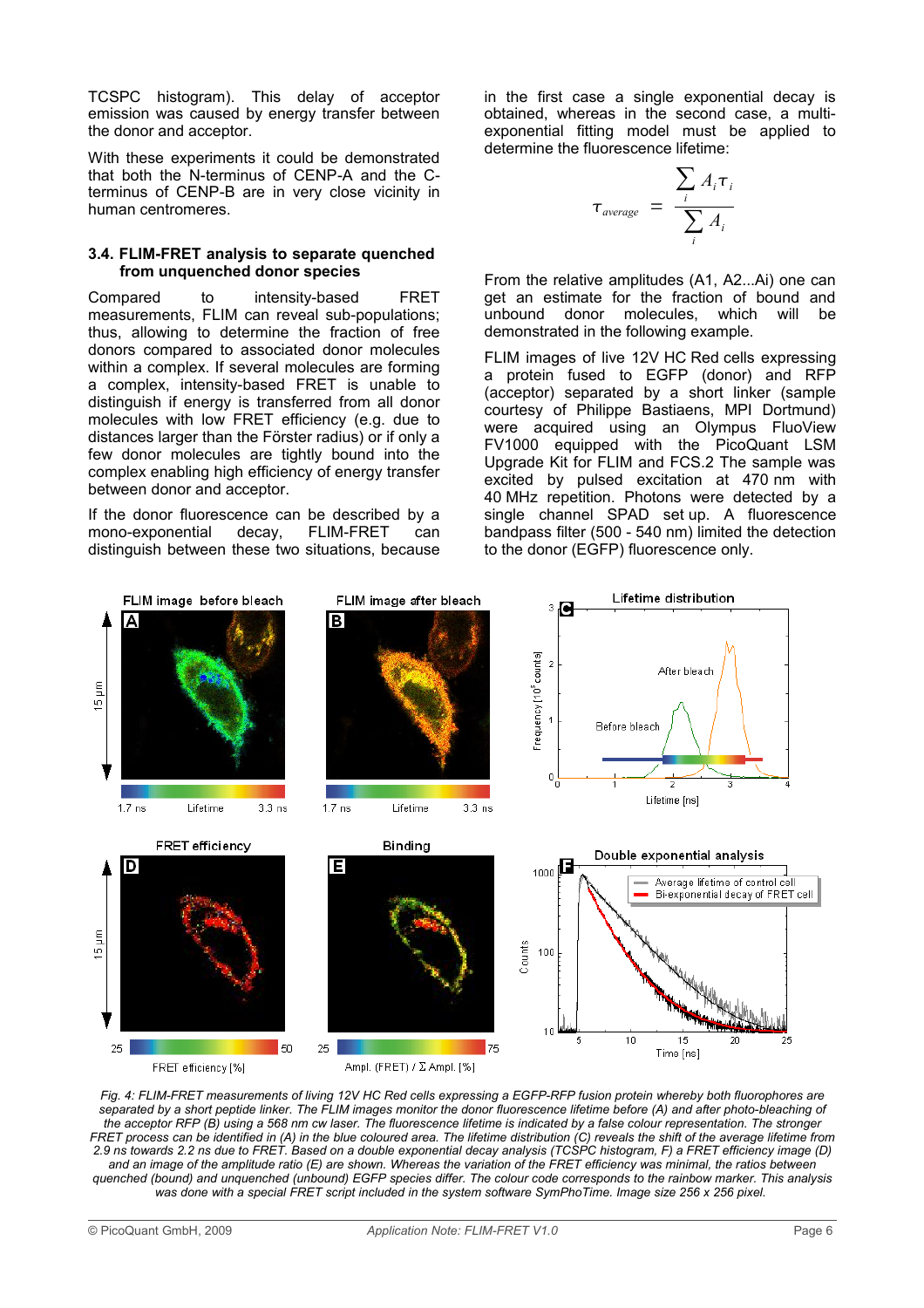TCSPC histogram). This delay of acceptor emission was caused by energy transfer between the donor and acceptor.

With these experiments it could be demonstrated that both the N-terminus of CENP-A and the C-terminus of CENP-B are in very close vicinity in human centromeres.

### 3.4. FLIM-FRET analysis to separate quenched from unquenched donor species

Compared to intensity-based FRET measurements, FLIM can reveal sub-populations; thus, allowing to determine the fraction of free donors compared to associated donor molecules within a complex. If several molecules are forming a complex, intensity-based FRET is unable to distinguish if energy is transferred from all donor molecules with low FRET efficiency (e.g. due to distances larger than the Förster radius) or if only a few donor molecules are tightly bound into the complex enabling high efficiency of energy transfer between donor and acceptor.

If the donor fluorescence can be described by a mono-exponential decay, FLIM-FRET can distinguish between these two situations, because in the first case a single exponential decay is obtained, whereas in the second case, a multi-exponential fitting model must be applied to determine the fluorescence lifetime:

$$\tau_{average} = \frac{\sum_i A_i \tau_i}{\sum_i A_i}$$

From the relative amplitudes (A1, A2...Ai) one can get an estimate for the fraction of bound and unbound donor molecules, which will be demonstrated in the following example.

FLIM images of live 12V HC Red cells expressing a protein fused to EGFP (donor) and RFP (acceptor) separated by a short linker (sample courtesy of Philippe Bastiaens, MPI Dortmund) were acquired using an Olympus FluoView FV1000 equipped with the PicoQuant LSM Upgrade Kit for FLIM and FCS.2 The sample was excited by pulsed excitation at 470 nm with 40 MHz repetition. Photons were detected by a single channel SPAD set up. A fluorescence bandpass filter (500 - 540 nm) limited the detection to the donor (EGFP) fluorescence only.

*Fig. 4: FLIM-FRET measurements of living 12V HC Red cells expressing a EGFP-RFP fusion protein whereby both fluorophores are separated by a short peptide linker. The FLIM images monitor the donor fluorescence lifetime before (A) and after photo-bleaching of the acceptor RFP (B) using a 568 nm cw laser. The fluorescence lifetime is indicated by a false colour representation. The stronger FRET process can be identified in (A) in the blue coloured area. The lifetime distribution (C) reveals the shift of the average lifetime from 2.9 ns towards 2.2 ns due to FRET. Based on a double exponential decay analysis (TCSPC histogram, F) a FRET efficiency image (D) and an image of the amplitude ratio (E) are shown. Whereas the variation of the FRET efficiency was minimal, the ratios between quenched (bound) and unquenched (unbound) EGFP species differ. The colour code corresponds to the rainbow marker. This analysis was done with a special FRET script included in the system software SymPhoTime. Image size 256 x 256 pixel.*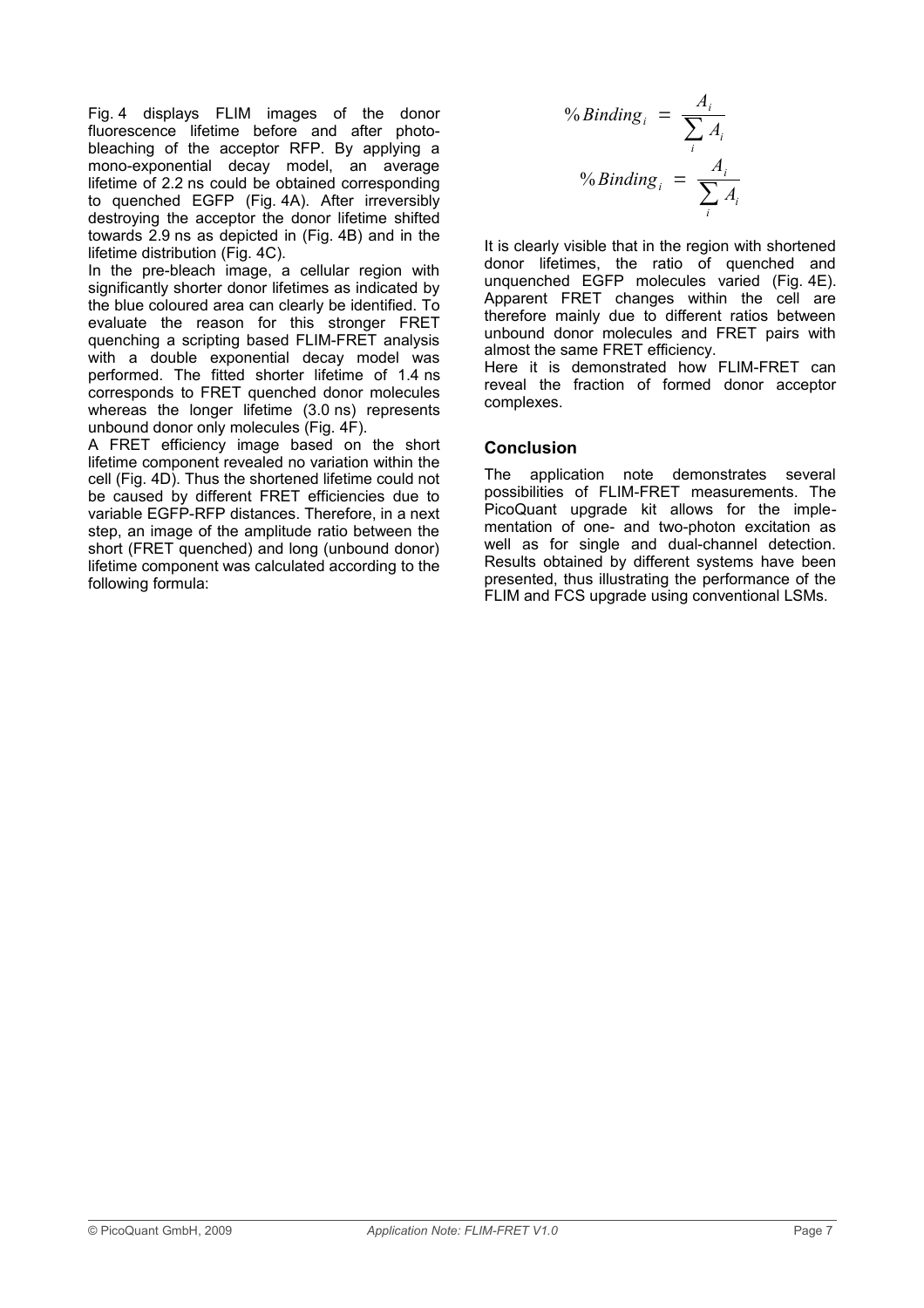Fig. 4 displays FLIM images of the donor fluorescence lifetime before and after photobleaching of the acceptor RFP. By applying a mono-exponential decay model, an average lifetime of 2.2 ns could be obtained corresponding to quenched EGFP (Fig. 4A). After irreversibly destroying the acceptor the donor lifetime shifted towards 2.9 ns as depicted in (Fig. 4B) and in the lifetime distribution (Fig. 4C).

In the pre-bleach image, a cellular region with significantly shorter donor lifetimes as indicated by the blue coloured area can clearly be identified. To evaluate the reason for this stronger FRET quenching a scripting based FLIM-FRET analysis with a double exponential decay model was performed. The fitted shorter lifetime of 1.4 ns corresponds to FRET quenched donor molecules whereas the longer lifetime (3.0 ns) represents unbound donor only molecules (Fig. 4F).

A FRET efficiency image based on the short lifetime component revealed no variation within the cell (Fig. 4D). Thus the shortened lifetime could not be caused by different FRET efficiencies due to variable EGFP-RFP distances. Therefore, in a next step, an image of the amplitude ratio between the short (FRET quenched) and long (unbound donor) lifetime component was calculated according to the following formula:

$$\% Binding_i = \frac{A_i}{\sum_i A_i}$$

$$\% Binding_i = \frac{A_i}{\sum_i A_i}$$

It is clearly visible that in the region with shortened donor lifetimes, the ratio of quenched and unquenched EGFP molecules varied (Fig. 4E). Apparent FRET changes within the cell are therefore mainly due to different ratios between unbound donor molecules and FRET pairs with almost the same FRET efficiency.

Here it is demonstrated how FLIM-FRET can reveal the fraction of formed donor acceptor complexes.

## Conclusion

The application note demonstrates several possibilities of FLIM-FRET measurements. The PicoQuant upgrade kit allows for the implementation of one- and two-photon excitation as well as for single and dual-channel detection. Results obtained by different systems have been presented, thus illustrating the performance of the FLIM and FCS upgrade using conventional LSMs.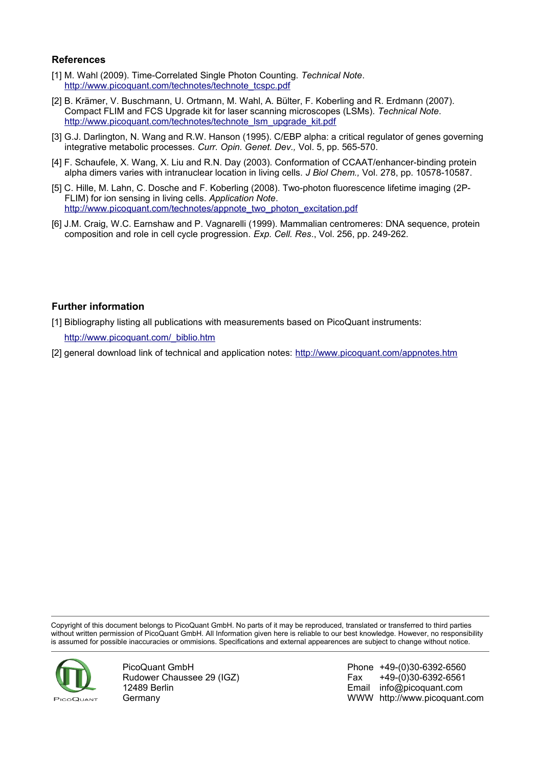### References

[1] M. Wahl (2009). Time-Correlated Single Photon Counting. *Technical Note*. http://www.picoquant.com/technotes/technote_tcspc.pdf

[2] B. Krämer, V. Buschmann, U. Ortmann, M. Wahl, A. Bülter, F. Koberling and R. Erdmann (2007). Compact FLIM and FCS Upgrade kit for laser scanning microscopes (LSMs). *Technical Note*. http://www.picoquant.com/technotes/technote_lsm_upgrade_kit.pdf

[3] G.J. Darlington, N. Wang and R.W. Hanson (1995). C/EBP alpha: a critical regulator of genes governing integrative metabolic processes. *Curr. Opin. Genet. Dev.,* Vol. 5, pp. 565-570.

[4] F. Schaufele, X. Wang, X. Liu and R.N. Day (2003). Conformation of CCAAT/enhancer-binding protein alpha dimers varies with intranuclear location in living cells. *J Biol Chem.,* Vol. 278, pp. 10578-10587.

[5] C. Hille, M. Lahn, C. Dosche and F. Koberling (2008). Two-photon fluorescence lifetime imaging (2P-FLIM) for ion sensing in living cells. *Application Note*. http://www.picoquant.com/technotes/appnote_two_photon_excitation.pdf

[6] J.M. Craig, W.C. Earnshaw and P. Vagnarelli (1999). Mammalian centromeres: DNA sequence, protein composition and role in cell cycle progression. *Exp. Cell. Res*., Vol. 256, pp. 249-262.

### Further information

[1] Bibliography listing all publications with measurements based on PicoQuant instruments:

http://www.picoquant.com/_biblio.htm

[2] general download link of technical and application notes: http://www.picoquant.com/appnotes.htm

---

Copyright of this document belongs to PicoQuant GmbH. No parts of it may be reproduced, translated or transferred to third parties without written permission of PicoQuant GmbH. All Information given here is reliable to our best knowledge. However, no responsibility is assumed for possible inaccuracies or ommisions. Specifications and external appearences are subject to change without notice.

PicoQuant GmbH
Rudower Chaussee 29 (IGZ)
12489 Berlin
Germany

Phone +49-(0)30-6392-6560
Fax +49-(0)30-6392-6561
Email info@picoquant.com
WWW http://www.picoquant.com